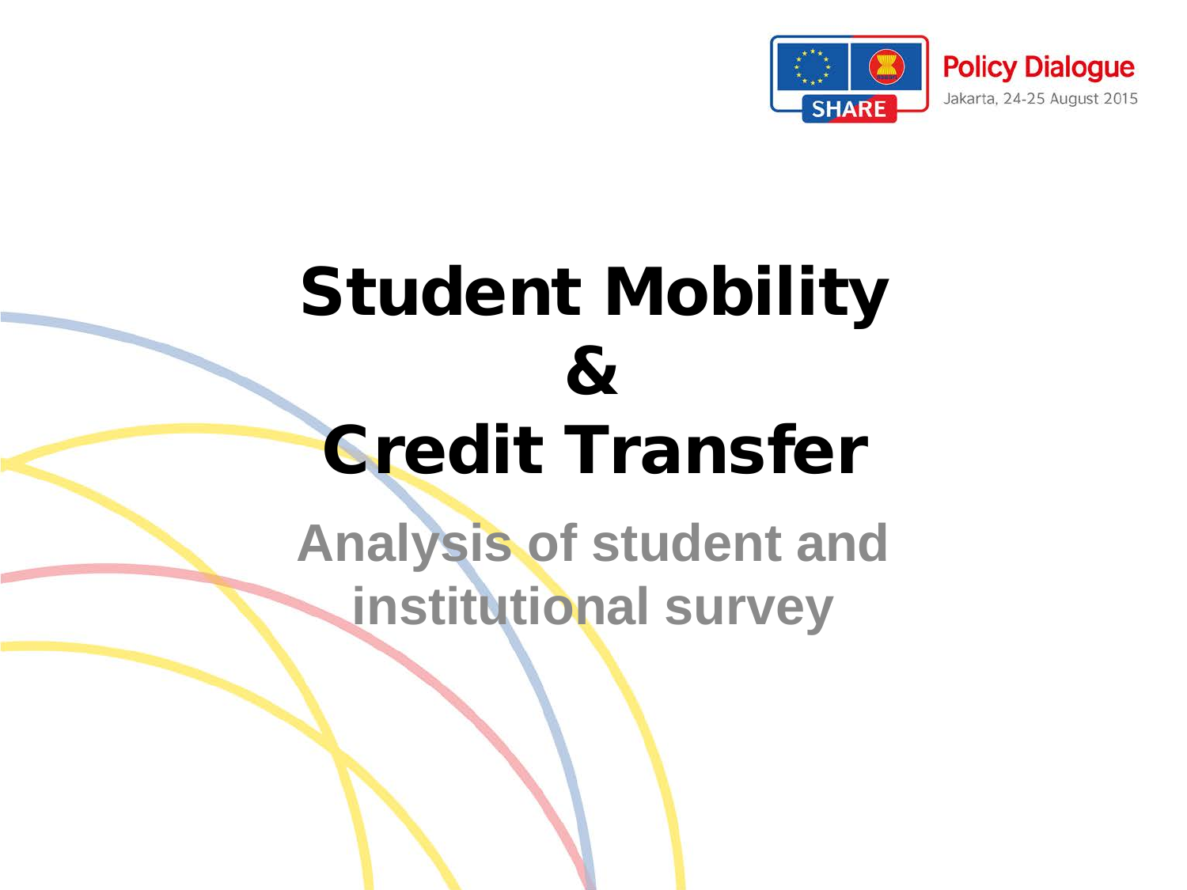Policy Dialogue
Jakarta, 24-25 August 2015

# Student Mobility & Credit Transfer

## Analysis of student and institutional survey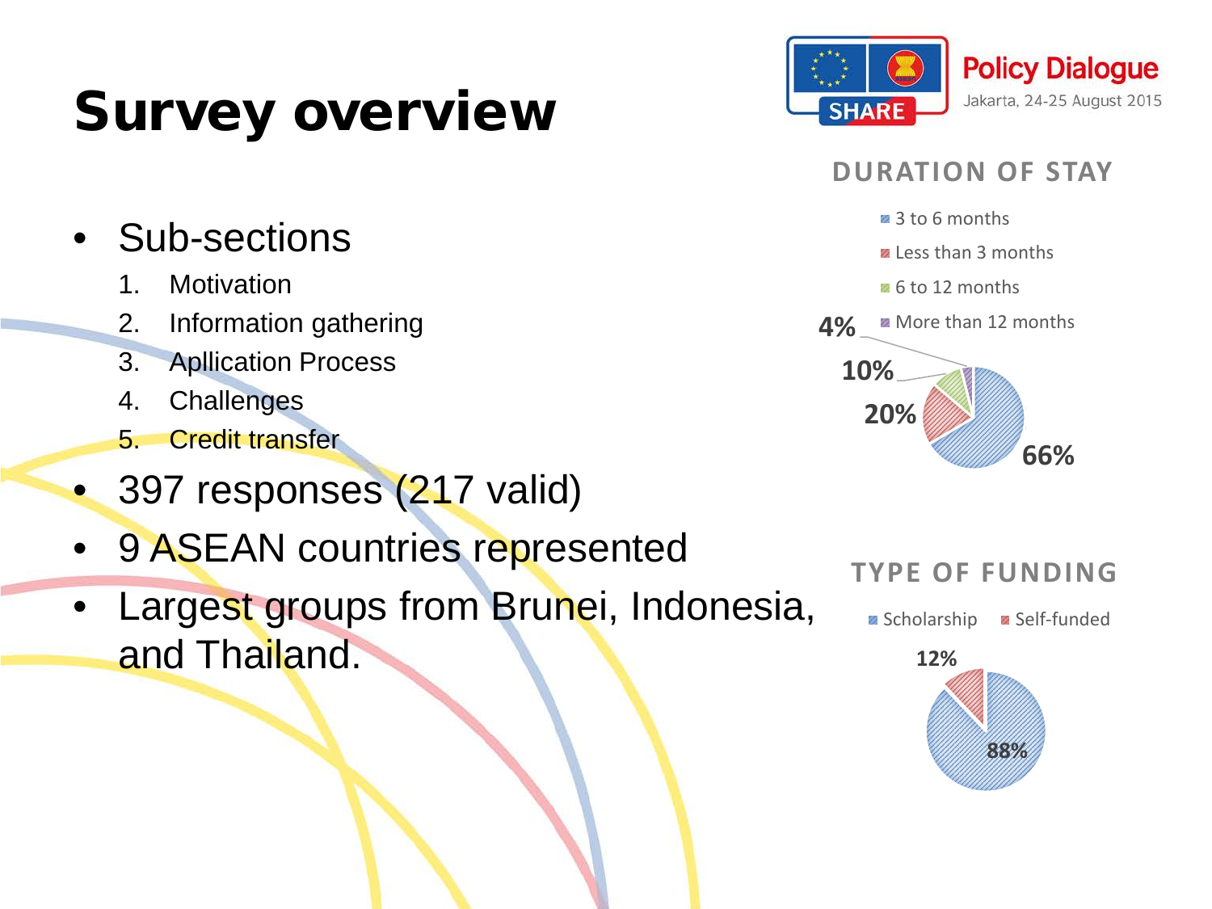# Survey overview

Policy Dialogue
Jakarta, 24-25 August 2015

- Sub-sections
    1. Motivation
    2. Information gathering
    3. Apllication Process
    4. Challenges
    5. Credit transfer
- 397 responses (217 valid)
- 9 ASEAN countries represented
- Largest groups from Brunei, Indonesia, and Thailand.

**DURATION OF STAY**

| Duration | Share |
|---|---|
| 3 to 6 months | 66% |
| Less than 3 months | 20% |
| 6 to 12 months | 10% |
| More than 12 months | 4% |

**TYPE OF FUNDING**

| Funding | Share |
|---|---|
| Scholarship | 88% |
| Self-funded | 12% |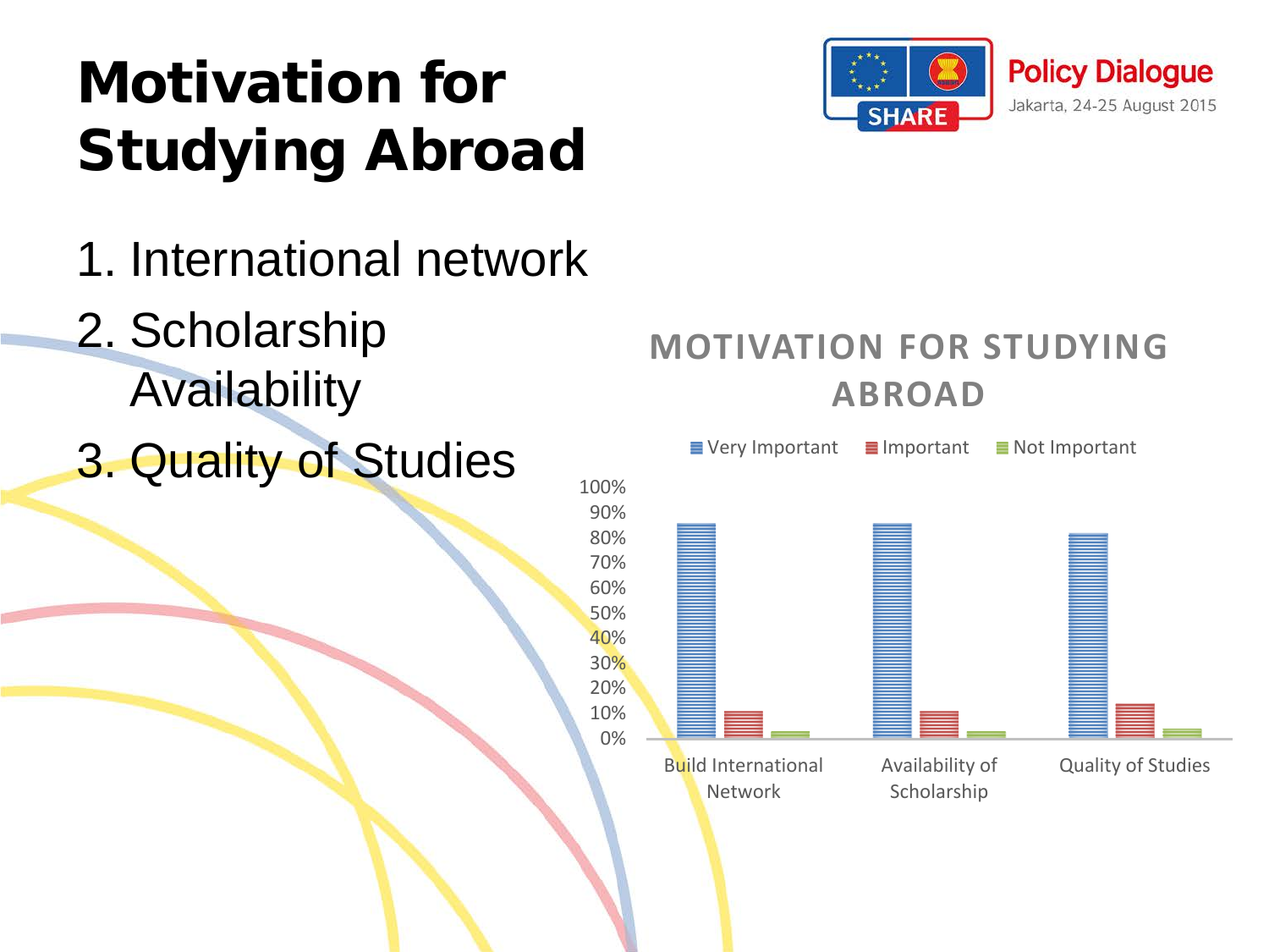# Motivation for Studying Abroad

1. International network
2. Scholarship Availability
3. Quality of Studies

**MOTIVATION FOR STUDYING ABROAD**

Very Important · Important · Not Important

100%
90%
80%
70%
60%
50%
40%
30%
20%
10%
0%

Build International Network · Availability of Scholarship · Quality of Studies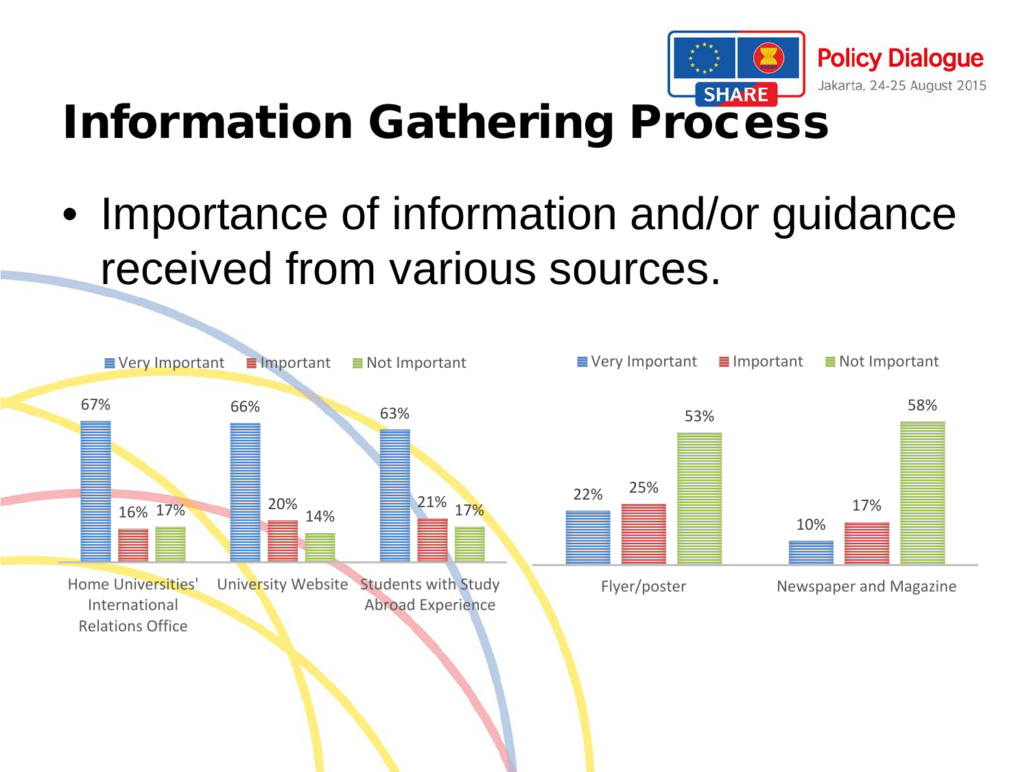# Information Gathering Process

- Importance of information and/or guidance received from various sources.

| Source | Very Important | Important | Not Important |
| --- | --- | --- | --- |
| Home Universities' International Relations Office | 67% | 16% | 17% |
| University Website | 66% | 20% | 14% |
| Students with Study Abroad Experience | 63% | 21% | 17% |

| Source | Very Important | Important | Not Important |
| --- | --- | --- | --- |
| Flyer/poster | 22% | 25% | 53% |
| Newspaper and Magazine | 10% | 17% | 58% |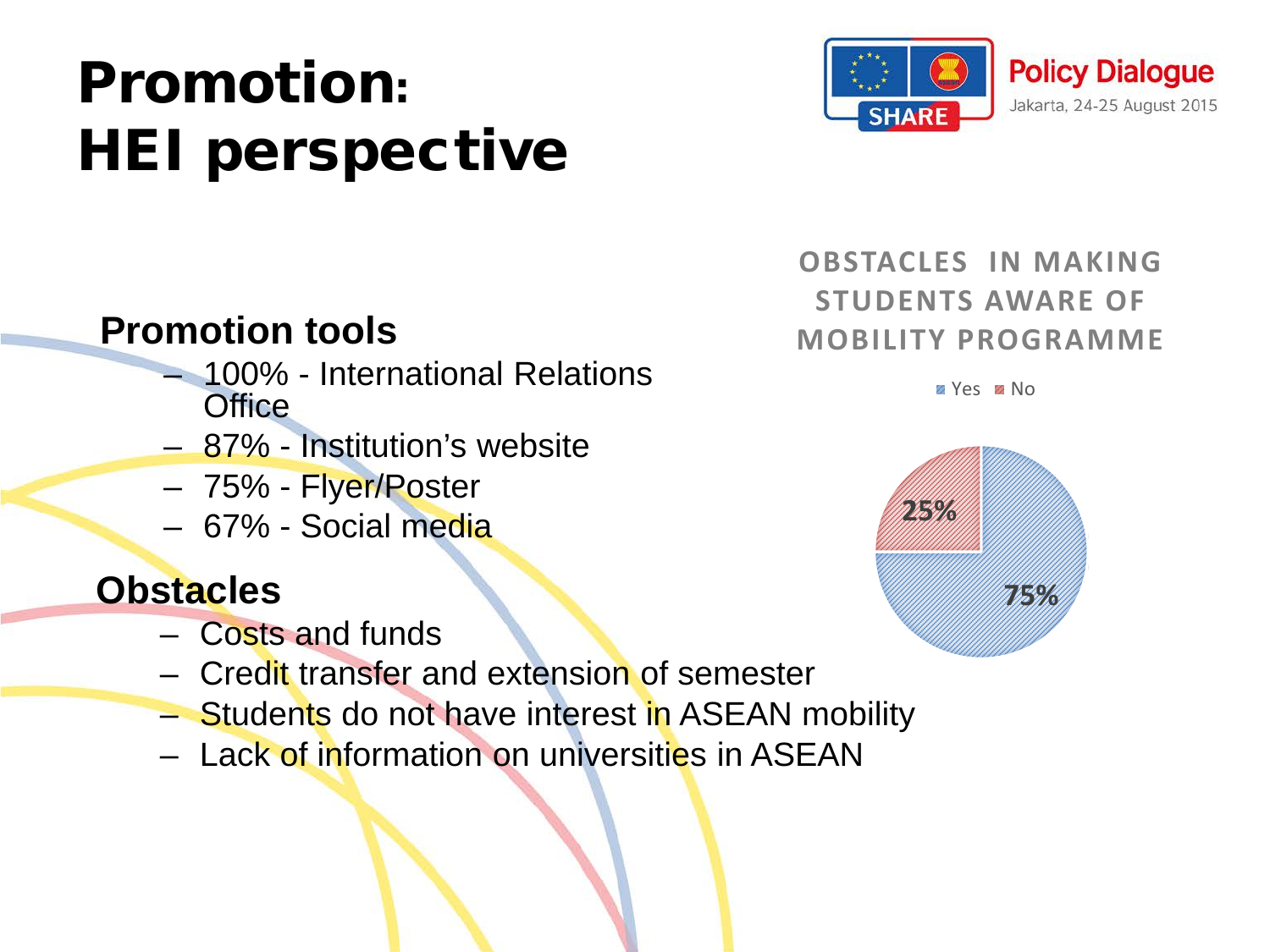# Promotion: HEI perspective

## Promotion tools

- 100% - International Relations Office
- 87% - Institution's website
- 75% - Flyer/Poster
- 67% - Social media

## Obstacles

- Costs and funds
- Credit transfer and extension of semester
- Students do not have interest in ASEAN mobility
- Lack of information on universities in ASEAN

**OBSTACLES IN MAKING STUDENTS AWARE OF MOBILITY PROGRAMME**

| Response | Percentage |
|---|---|
| Yes | 75% |
| No | 25% |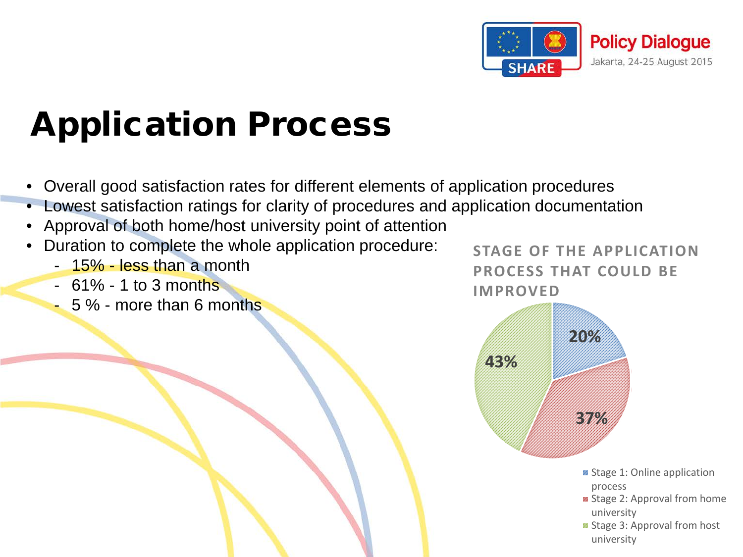# Application Process

- Overall good satisfaction rates for different elements of application procedures
- Lowest satisfaction ratings for clarity of procedures and application documentation
- Approval of both home/host university point of attention
- Duration to complete the whole application procedure:
  - 15% - less than a month
  - 61% - 1 to 3 months
  - 5 % - more than 6 months

**STAGE OF THE APPLICATION PROCESS THAT COULD BE IMPROVED**

| Stage | Percentage |
| --- | --- |
| Stage 1: Online application process | 20% |
| Stage 2: Approval from home university | 37% |
| Stage 3: Approval from host university | 43% |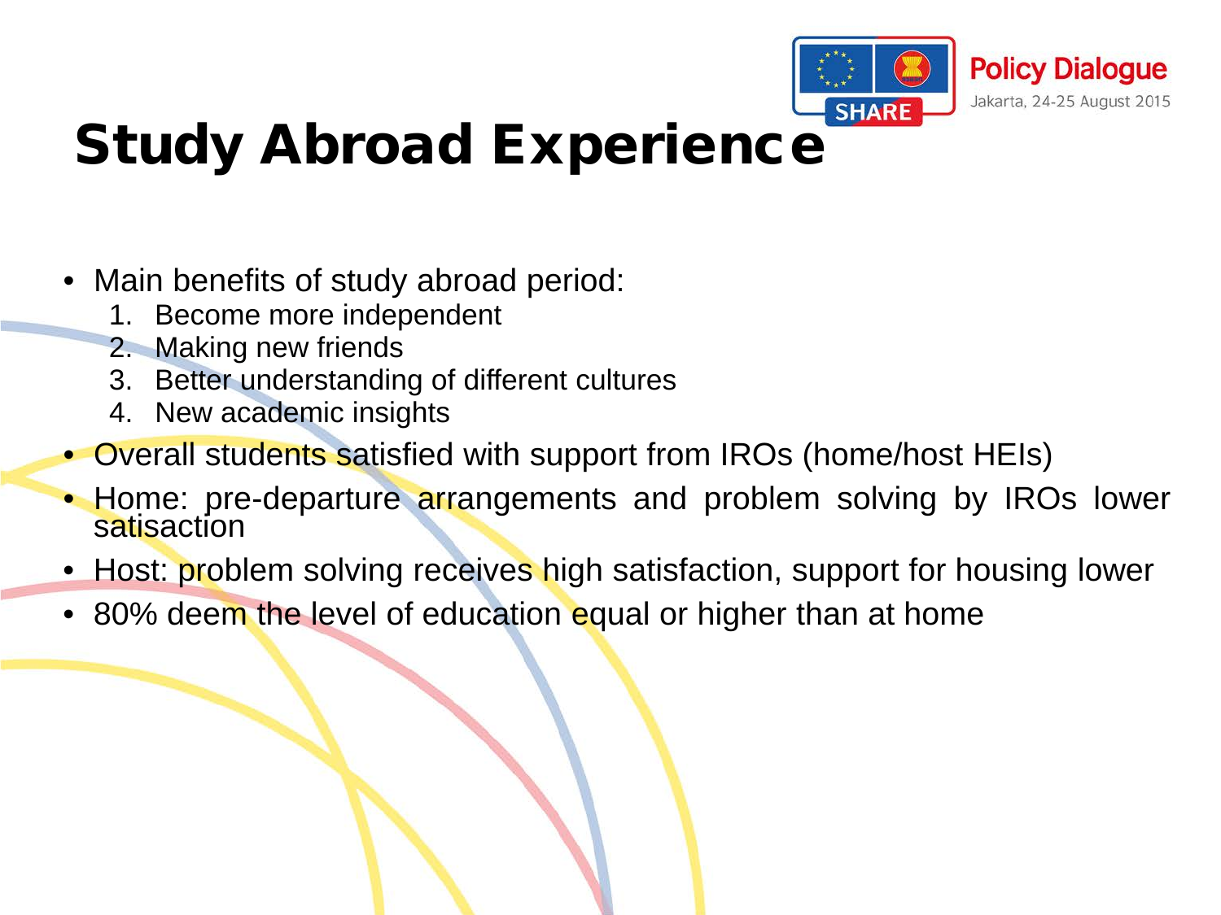# Study Abroad Experience

- Main benefits of study abroad period:
  1. Become more independent
  2. Making new friends
  3. Better understanding of different cultures
  4. New academic insights
- Overall students satisfied with support from IROs (home/host HEIs)
- Home: pre-departure arrangements and problem solving by IROs lower satisaction
- Host: problem solving receives high satisfaction, support for housing lower
- 80% deem the level of education equal or higher than at home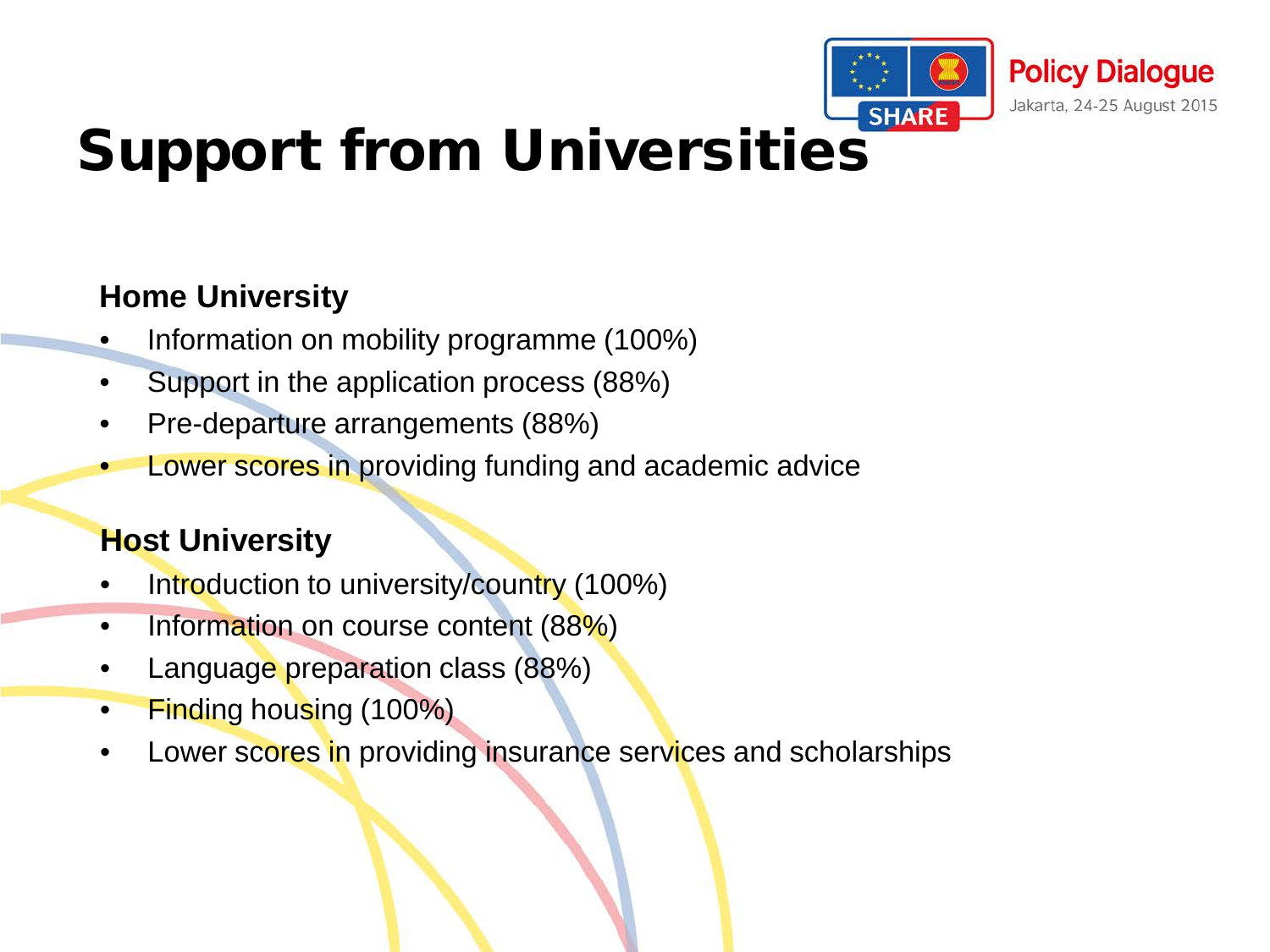# Support from Universities

**Home University**

- Information on mobility programme (100%)
- Support in the application process (88%)
- Pre-departure arrangements (88%)
- Lower scores in providing funding and academic advice

**Host University**

- Introduction to university/country (100%)
- Information on course content (88%)
- Language preparation class (88%)
- Finding housing (100%)
- Lower scores in providing insurance services and scholarships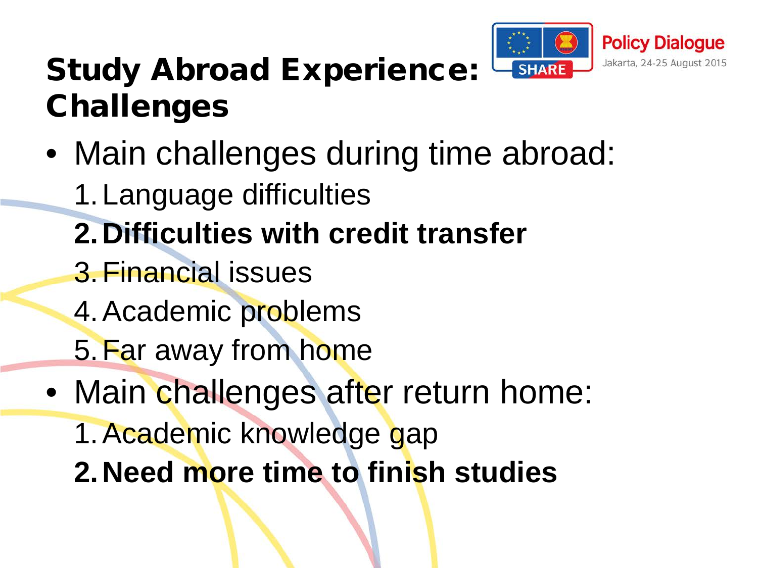# Study Abroad Experience: Challenges

- Main challenges during time abroad:
  1. Language difficulties
  2. **Difficulties with credit transfer**
  3. Financial issues
  4. Academic problems
  5. Far away from home
- Main challenges after return home:
  1. Academic knowledge gap
  2. **Need more time to finish studies**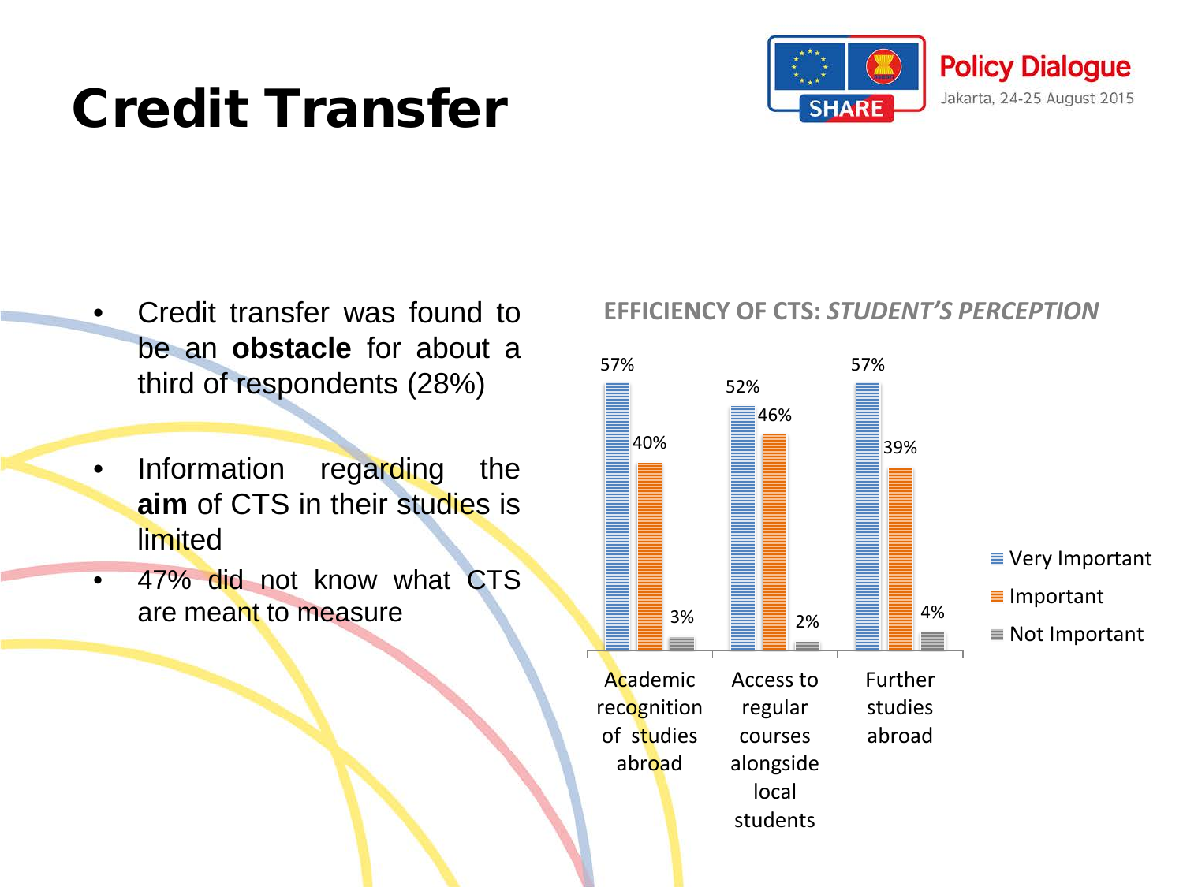# Credit Transfer

- Credit transfer was found to be an **obstacle** for about a third of respondents (28%)
- Information regarding the **aim** of CTS in their studies is limited
- 47% did not know what CTS are meant to measure

**EFFICIENCY OF CTS: *STUDENT'S PERCEPTION***

| | Very Important | Important | Not Important |
|---|---|---|---|
| Academic recognition of studies abroad | 57% | 40% | 3% |
| Access to regular courses alongside local students | 52% | 46% | 2% |
| Further studies abroad | 57% | 39% | 4% |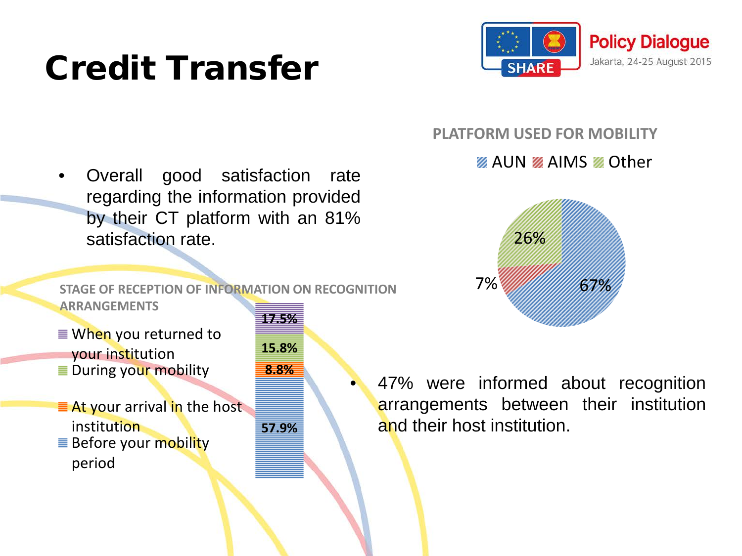# Credit Transfer

- Overall good satisfaction rate regarding the information provided by their CT platform with an 81% satisfaction rate.

**STAGE OF RECEPTION OF INFORMATION ON RECOGNITION ARRANGEMENTS**

| Stage | % |
| --- | --- |
| When you returned to your institution | 17.5% |
| During your mobility | 15.8% |
| At your arrival in the host institution | 8.8% |
| Before your mobility period | 57.9% |

**PLATFORM USED FOR MOBILITY**

| Platform | % |
| --- | --- |
| AUN | 67% |
| AIMS | 7% |
| Other | 26% |

- 47% were informed about recognition arrangements between their institution and their host institution.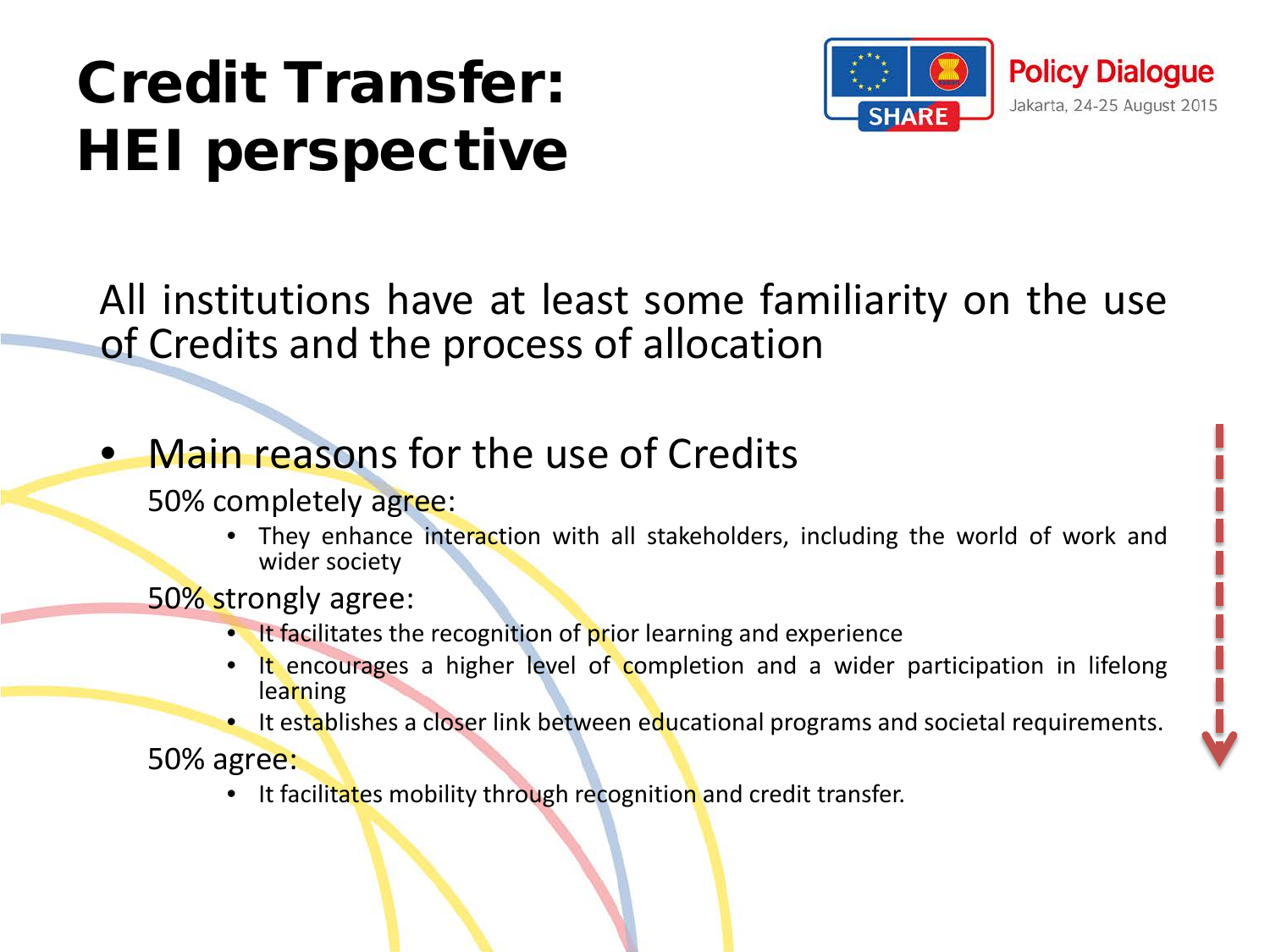# Credit Transfer: HEI perspective

Policy Dialogue
Jakarta, 24-25 August 2015

All institutions have at least some familiarity on the use of Credits and the process of allocation

- Main reasons for the use of Credits

  50% completely agree:

  - They enhance interaction with all stakeholders, including the world of work and wider society

  50% strongly agree:

  - It facilitates the recognition of prior learning and experience
  - It encourages a higher level of completion and a wider participation in lifelong learning
  - It establishes a closer link between educational programs and societal requirements.

  50% agree:

  - It facilitates mobility through recognition and credit transfer.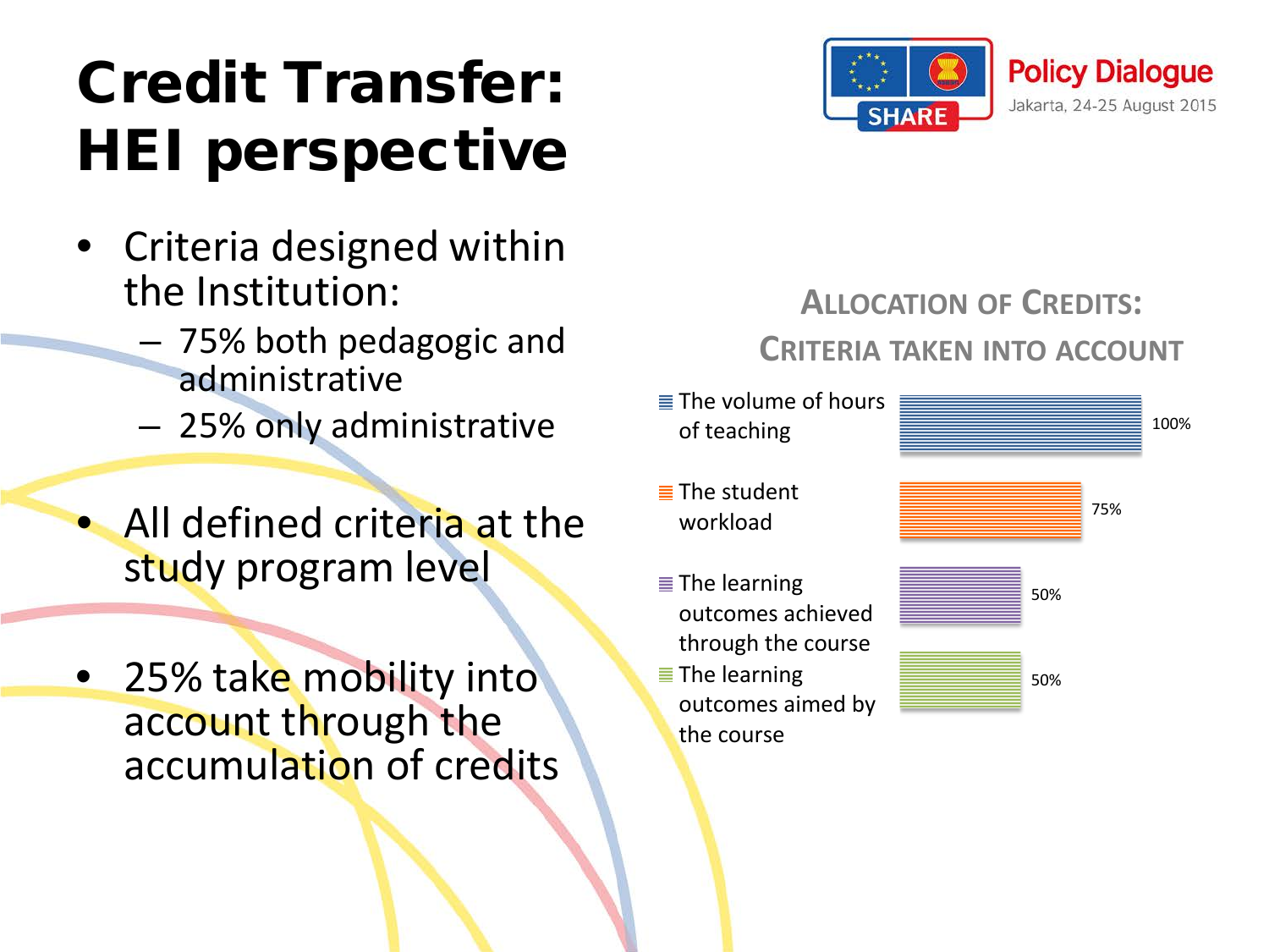# Credit Transfer: HEI perspective

Policy Dialogue
Jakarta, 24-25 August 2015

- Criteria designed within the Institution:
  - 75% both pedagogic and administrative
  - 25% only administrative
- All defined criteria at the study program level
- 25% take mobility into account through the accumulation of credits

**ALLOCATION OF CREDITS: CRITERIA TAKEN INTO ACCOUNT**

| Criteria | Percentage |
|---|---|
| The volume of hours of teaching | 100% |
| The student workload | 75% |
| The learning outcomes achieved through the course | 50% |
| The learning outcomes aimed by the course | 50% |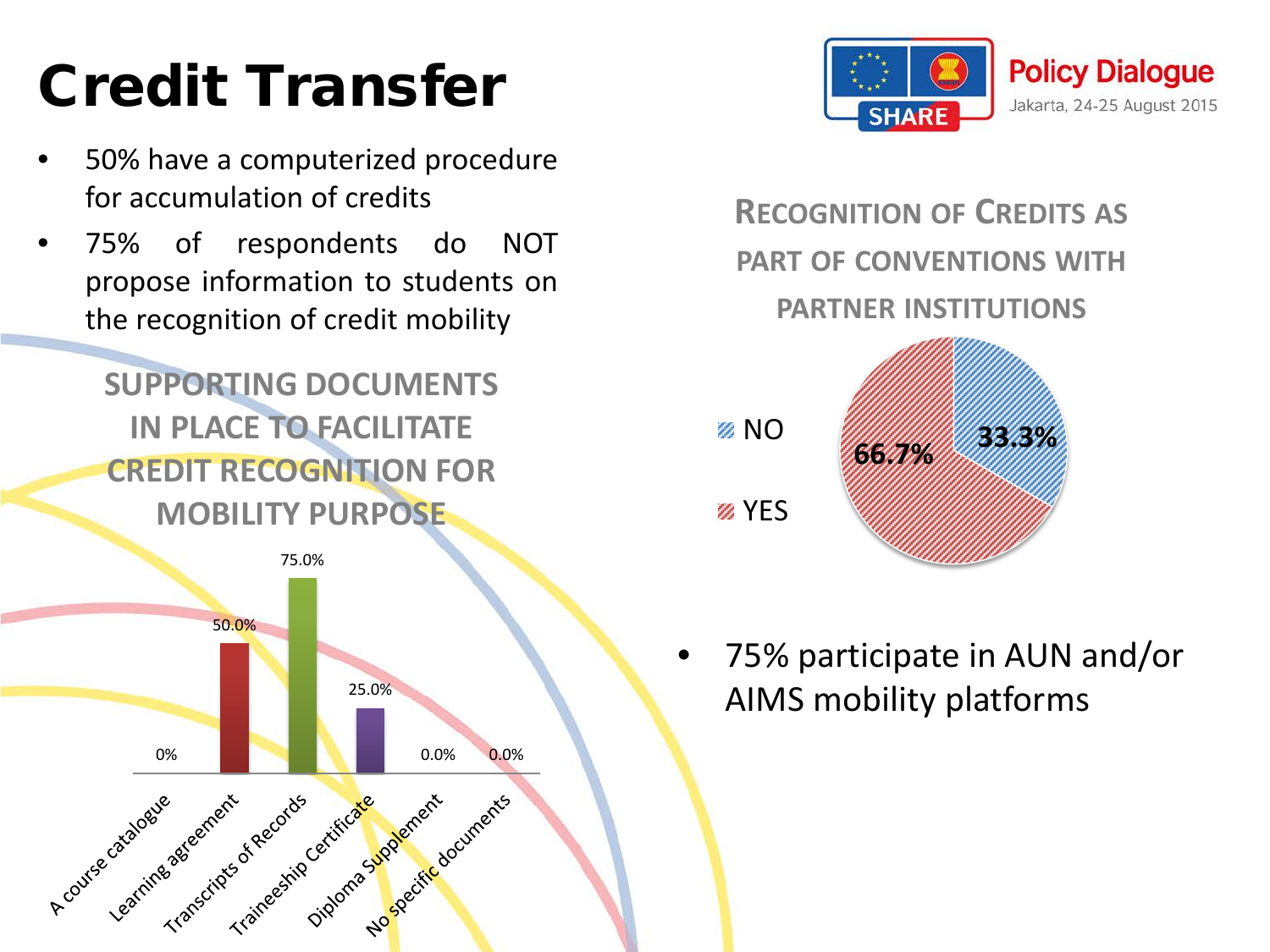# Credit Transfer

- 50% have a computerized procedure for accumulation of credits
- 75% of respondents do NOT propose information to students on the recognition of credit mobility

## SUPPORTING DOCUMENTS IN PLACE TO FACILITATE CREDIT RECOGNITION FOR MOBILITY PURPOSE

| Document | Percentage |
|---|---|
| A course catalogue | 0% |
| Learning agreement | 50.0% |
| Transcripts of Records | 75.0% |
| Traineeship Certificate | 25.0% |
| Diploma Supplement | 0.0% |
| No specific documents | 0.0% |

## RECOGNITION OF CREDITS AS PART OF CONVENTIONS WITH PARTNER INSTITUTIONS

| Response | Percentage |
|---|---|
| NO | 33.3% |
| YES | 66.7% |

- 75% participate in AUN and/or AIMS mobility platforms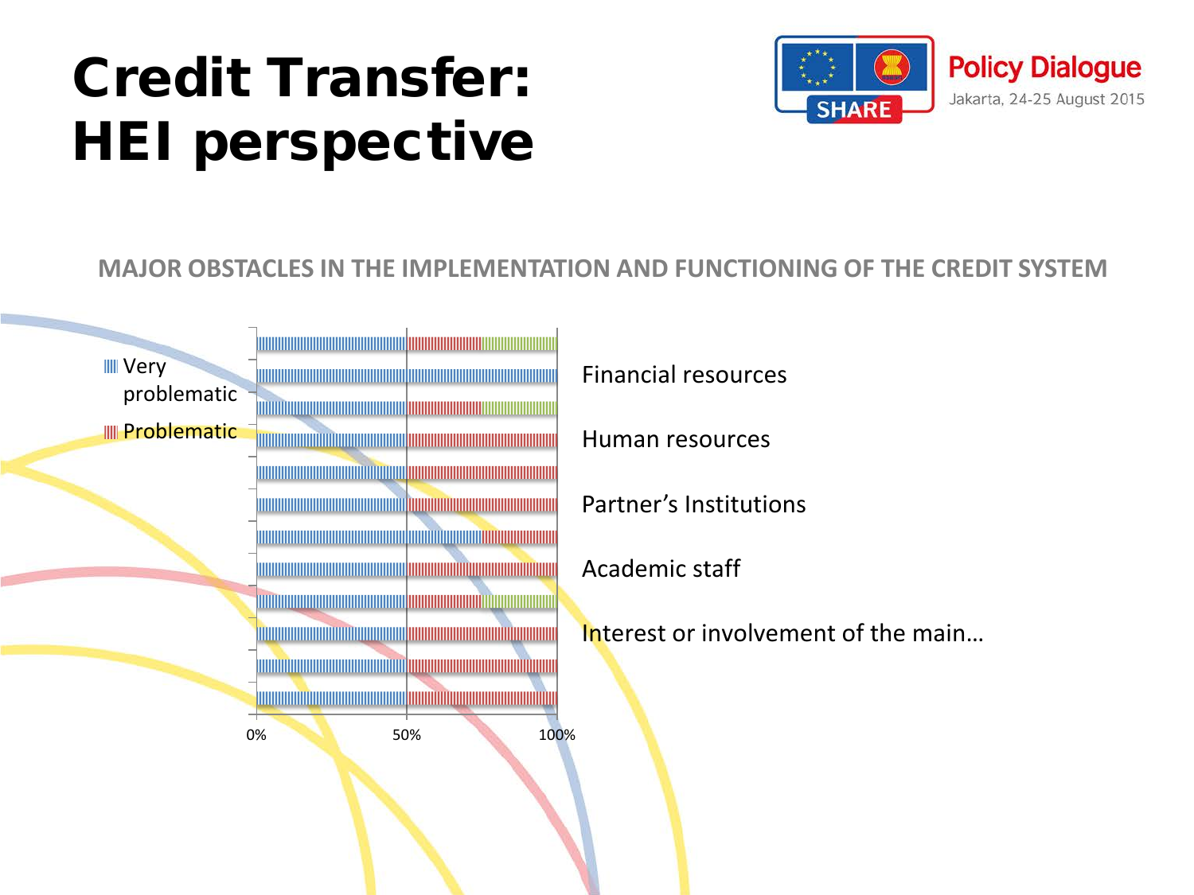# Credit Transfer: HEI perspective

Policy Dialogue
Jakarta, 24-25 August 2015

**MAJOR OBSTACLES IN THE IMPLEMENTATION AND FUNCTIONING OF THE CREDIT SYSTEM**

Legend:
- Very problematic
- Problematic

Categories:
- Financial resources
- Human resources
- Partner's Institutions
- Academic staff
- Interest or involvement of the main...

Axis: 0% | 50% | 100%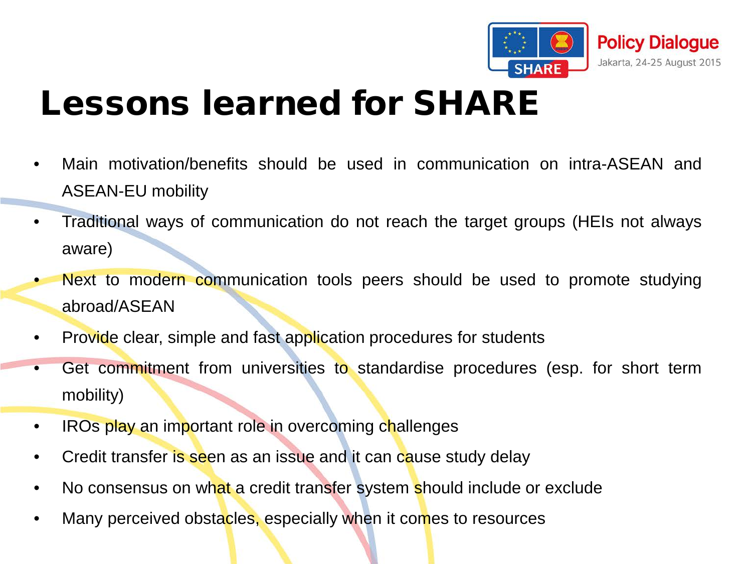# Lessons learned for SHARE

- Main motivation/benefits should be used in communication on intra-ASEAN and ASEAN-EU mobility
- Traditional ways of communication do not reach the target groups (HEIs not always aware)
- Next to modern communication tools peers should be used to promote studying abroad/ASEAN
- Provide clear, simple and fast application procedures for students
- Get commitment from universities to standardise procedures (esp. for short term mobility)
- IROs play an important role in overcoming challenges
- Credit transfer is seen as an issue and it can cause study delay
- No consensus on what a credit transfer system should include or exclude
- Many perceived obstacles, especially when it comes to resources